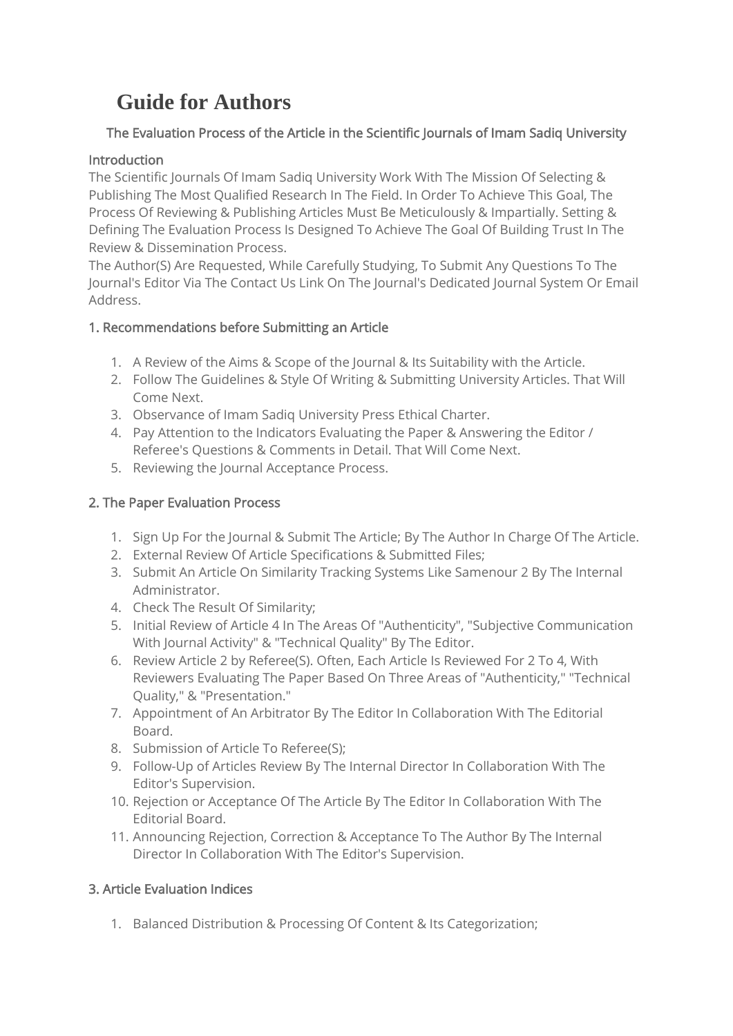# Guide for Authors

## The Evaluation Process of the Article in the Scientific Journals of Imam Sadiq University

### Introduction

The Scientific Journals Of Imam Sadiq University Work With The Mission Of Selecting & Publishing The Most Qualified Research In The Field. In Order To Achieve This Goal, The Process Of Reviewing & Publishing Articles Must Be Meticulously & Impartially. Setting & Defining The Evaluation Process Is Designed To Achieve The Goal Of Building Trust In The Review & Dissemination Process.

The Author(S) Are Requested, While Carefully Studying, To Submit Any Questions To The Journal's Editor Via The Contact Us Link On The Journal's Dedicated Journal System Or Email Address.

### 1. Recommendations before Submitting an Article

1. A Review of the Aims & Scope of the Journal & Its Suitability with the Article.
2. Follow The Guidelines & Style Of Writing & Submitting University Articles. That Will Come Next.
3. Observance of Imam Sadiq University Press Ethical Charter.
4. Pay Attention to the Indicators Evaluating the Paper & Answering the Editor / Referee's Questions & Comments in Detail. That Will Come Next.
5. Reviewing the Journal Acceptance Process.

### 2. The Paper Evaluation Process

1. Sign Up For the Journal & Submit The Article; By The Author In Charge Of The Article.
2. External Review Of Article Specifications & Submitted Files;
3. Submit An Article On Similarity Tracking Systems Like Samenour 2 By The Internal Administrator.
4. Check The Result Of Similarity;
5. Initial Review of Article 4 In The Areas Of "Authenticity", "Subjective Communication With Journal Activity" & "Technical Quality" By The Editor.
6. Review Article 2 by Referee(S). Often, Each Article Is Reviewed For 2 To 4, With Reviewers Evaluating The Paper Based On Three Areas of "Authenticity," "Technical Quality," & "Presentation."
7. Appointment of An Arbitrator By The Editor In Collaboration With The Editorial Board.
8. Submission of Article To Referee(S);
9. Follow-Up of Articles Review By The Internal Director In Collaboration With The Editor's Supervision.
10. Rejection or Acceptance Of The Article By The Editor In Collaboration With The Editorial Board.
11. Announcing Rejection, Correction & Acceptance To The Author By The Internal Director In Collaboration With The Editor's Supervision.

### 3. Article Evaluation Indices

1. Balanced Distribution & Processing Of Content & Its Categorization;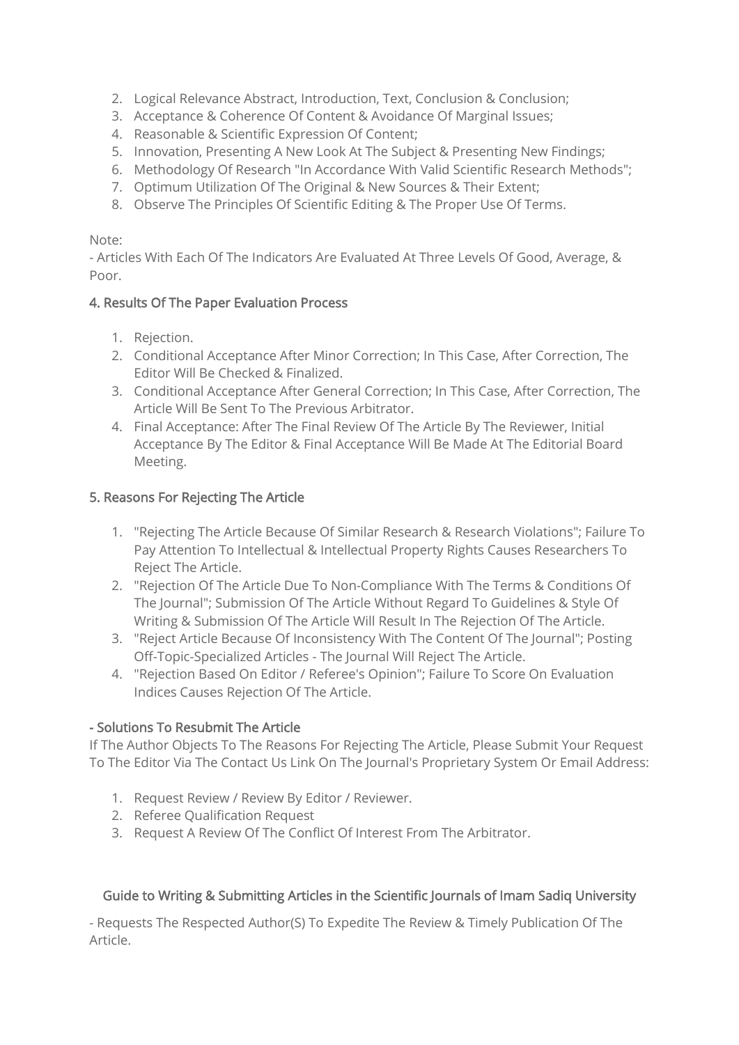2. Logical Relevance Abstract, Introduction, Text, Conclusion & Conclusion;
3. Acceptance & Coherence Of Content & Avoidance Of Marginal Issues;
4. Reasonable & Scientific Expression Of Content;
5. Innovation, Presenting A New Look At The Subject & Presenting New Findings;
6. Methodology Of Research "In Accordance With Valid Scientific Research Methods";
7. Optimum Utilization Of The Original & New Sources & Their Extent;
8. Observe The Principles Of Scientific Editing & The Proper Use Of Terms.

Note:
- Articles With Each Of The Indicators Are Evaluated At Three Levels Of Good, Average, & Poor.

### 4. Results Of The Paper Evaluation Process

1. Rejection.
2. Conditional Acceptance After Minor Correction; In This Case, After Correction, The Editor Will Be Checked & Finalized.
3. Conditional Acceptance After General Correction; In This Case, After Correction, The Article Will Be Sent To The Previous Arbitrator.
4. Final Acceptance: After The Final Review Of The Article By The Reviewer, Initial Acceptance By The Editor & Final Acceptance Will Be Made At The Editorial Board Meeting.

### 5. Reasons For Rejecting The Article

1. "Rejecting The Article Because Of Similar Research & Research Violations"; Failure To Pay Attention To Intellectual & Intellectual Property Rights Causes Researchers To Reject The Article.
2. "Rejection Of The Article Due To Non-Compliance With The Terms & Conditions Of The Journal"; Submission Of The Article Without Regard To Guidelines & Style Of Writing & Submission Of The Article Will Result In The Rejection Of The Article.
3. "Reject Article Because Of Inconsistency With The Content Of The Journal"; Posting Off-Topic-Specialized Articles - The Journal Will Reject The Article.
4. "Rejection Based On Editor / Referee's Opinion"; Failure To Score On Evaluation Indices Causes Rejection Of The Article.

### - Solutions To Resubmit The Article

If The Author Objects To The Reasons For Rejecting The Article, Please Submit Your Request To The Editor Via The Contact Us Link On The Journal's Proprietary System Or Email Address:

1. Request Review / Review By Editor / Reviewer.
2. Referee Qualification Request
3. Request A Review Of The Conflict Of Interest From The Arbitrator.

## Guide to Writing & Submitting Articles in the Scientific Journals of Imam Sadiq University

- Requests The Respected Author(S) To Expedite The Review & Timely Publication Of The Article.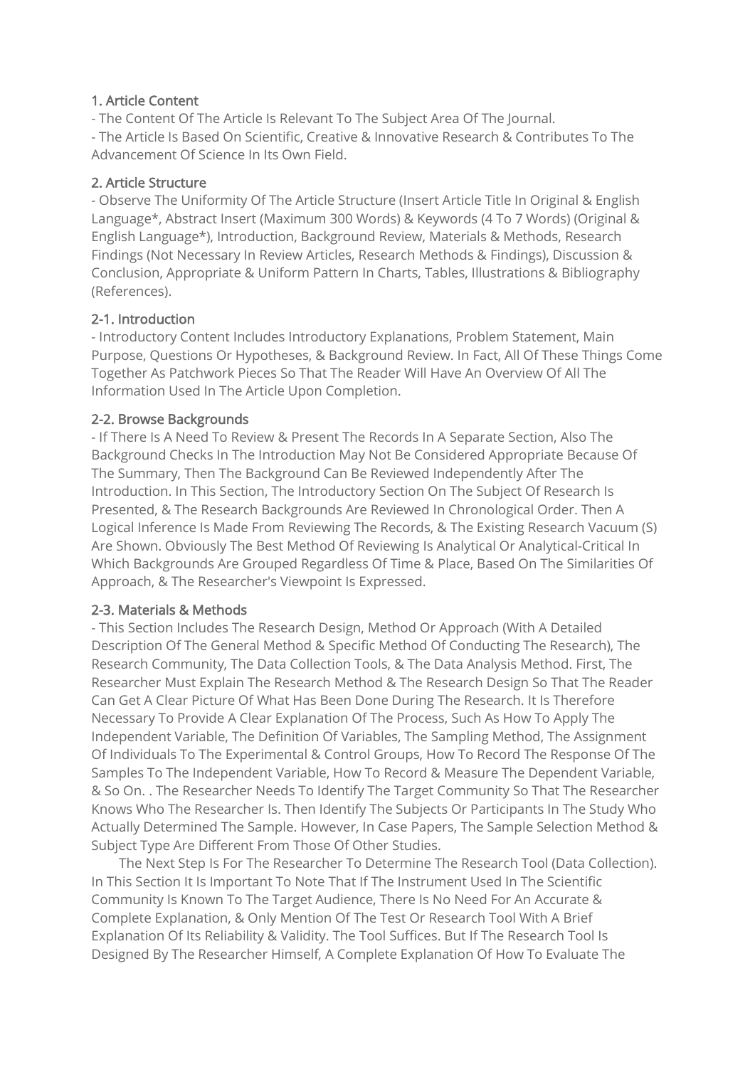## 1. Article Content

- The Content Of The Article Is Relevant To The Subject Area Of The Journal.
- The Article Is Based On Scientific, Creative & Innovative Research & Contributes To The Advancement Of Science In Its Own Field.

## 2. Article Structure

- Observe The Uniformity Of The Article Structure (Insert Article Title In Original & English Language*, Abstract Insert (Maximum 300 Words) & Keywords (4 To 7 Words) (Original & English Language*), Introduction, Background Review, Materials & Methods, Research Findings (Not Necessary In Review Articles, Research Methods & Findings), Discussion & Conclusion, Appropriate & Uniform Pattern In Charts, Tables, Illustrations & Bibliography (References).

### 2-1. Introduction

- Introductory Content Includes Introductory Explanations, Problem Statement, Main Purpose, Questions Or Hypotheses, & Background Review. In Fact, All Of These Things Come Together As Patchwork Pieces So That The Reader Will Have An Overview Of All The Information Used In The Article Upon Completion.

### 2-2. Browse Backgrounds

- If There Is A Need To Review & Present The Records In A Separate Section, Also The Background Checks In The Introduction May Not Be Considered Appropriate Because Of The Summary, Then The Background Can Be Reviewed Independently After The Introduction. In This Section, The Introductory Section On The Subject Of Research Is Presented, & The Research Backgrounds Are Reviewed In Chronological Order. Then A Logical Inference Is Made From Reviewing The Records, & The Existing Research Vacuum (S) Are Shown. Obviously The Best Method Of Reviewing Is Analytical Or Analytical-Critical In Which Backgrounds Are Grouped Regardless Of Time & Place, Based On The Similarities Of Approach, & The Researcher's Viewpoint Is Expressed.

### 2-3. Materials & Methods

- This Section Includes The Research Design, Method Or Approach (With A Detailed Description Of The General Method & Specific Method Of Conducting The Research), The Research Community, The Data Collection Tools, & The Data Analysis Method. First, The Researcher Must Explain The Research Method & The Research Design So That The Reader Can Get A Clear Picture Of What Has Been Done During The Research. It Is Therefore Necessary To Provide A Clear Explanation Of The Process, Such As How To Apply The Independent Variable, The Definition Of Variables, The Sampling Method, The Assignment Of Individuals To The Experimental & Control Groups, How To Record The Response Of The Samples To The Independent Variable, How To Record & Measure The Dependent Variable, & So On. . The Researcher Needs To Identify The Target Community So That The Researcher Knows Who The Researcher Is. Then Identify The Subjects Or Participants In The Study Who Actually Determined The Sample. However, In Case Papers, The Sample Selection Method & Subject Type Are Different From Those Of Other Studies.

The Next Step Is For The Researcher To Determine The Research Tool (Data Collection). In This Section It Is Important To Note That If The Instrument Used In The Scientific Community Is Known To The Target Audience, There Is No Need For An Accurate & Complete Explanation, & Only Mention Of The Test Or Research Tool With A Brief Explanation Of Its Reliability & Validity. The Tool Suffices. But If The Research Tool Is Designed By The Researcher Himself, A Complete Explanation Of How To Evaluate The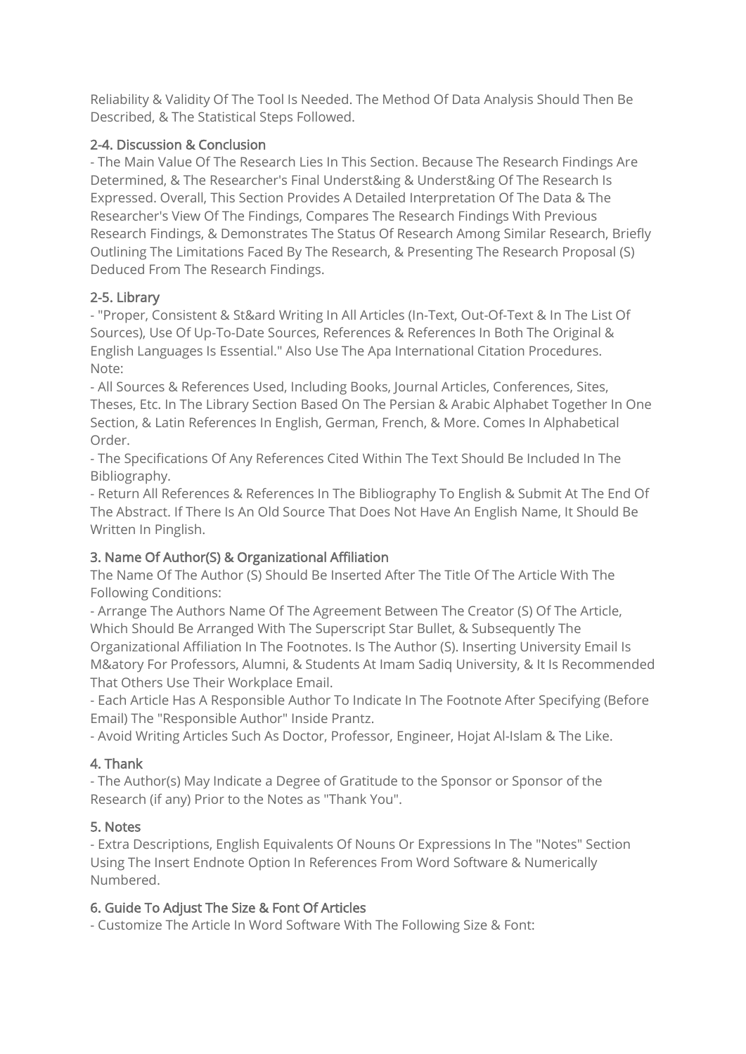Reliability & Validity Of The Tool Is Needed. The Method Of Data Analysis Should Then Be Described, & The Statistical Steps Followed.

### 2-4. Discussion & Conclusion

- The Main Value Of The Research Lies In This Section. Because The Research Findings Are Determined, & The Researcher's Final Underst&ing & Underst&ing Of The Research Is Expressed. Overall, This Section Provides A Detailed Interpretation Of The Data & The Researcher's View Of The Findings, Compares The Research Findings With Previous Research Findings, & Demonstrates The Status Of Research Among Similar Research, Briefly Outlining The Limitations Faced By The Research, & Presenting The Research Proposal (S) Deduced From The Research Findings.

### 2-5. Library

- "Proper, Consistent & St&ard Writing In All Articles (In-Text, Out-Of-Text & In The List Of Sources), Use Of Up-To-Date Sources, References & References In Both The Original & English Languages Is Essential." Also Use The Apa International Citation Procedures.

Note:

- All Sources & References Used, Including Books, Journal Articles, Conferences, Sites, Theses, Etc. In The Library Section Based On The Persian & Arabic Alphabet Together In One Section, & Latin References In English, German, French, & More. Comes In Alphabetical Order.
- The Specifications Of Any References Cited Within The Text Should Be Included In The Bibliography.
- Return All References & References In The Bibliography To English & Submit At The End Of The Abstract. If There Is An Old Source That Does Not Have An English Name, It Should Be Written In Pinglish.

### 3. Name Of Author(S) & Organizational Affiliation

The Name Of The Author (S) Should Be Inserted After The Title Of The Article With The Following Conditions:

- Arrange The Authors Name Of The Agreement Between The Creator (S) Of The Article, Which Should Be Arranged With The Superscript Star Bullet, & Subsequently The Organizational Affiliation In The Footnotes. Is The Author (S). Inserting University Email Is M&atory For Professors, Alumni, & Students At Imam Sadiq University, & It Is Recommended That Others Use Their Workplace Email.
- Each Article Has A Responsible Author To Indicate In The Footnote After Specifying (Before Email) The "Responsible Author" Inside Prantz.
- Avoid Writing Articles Such As Doctor, Professor, Engineer, Hojat Al-Islam & The Like.

### 4. Thank

- The Author(s) May Indicate a Degree of Gratitude to the Sponsor or Sponsor of the Research (if any) Prior to the Notes as "Thank You".

### 5. Notes

- Extra Descriptions, English Equivalents Of Nouns Or Expressions In The "Notes" Section Using The Insert Endnote Option In References From Word Software & Numerically Numbered.

### 6. Guide To Adjust The Size & Font Of Articles

- Customize The Article In Word Software With The Following Size & Font: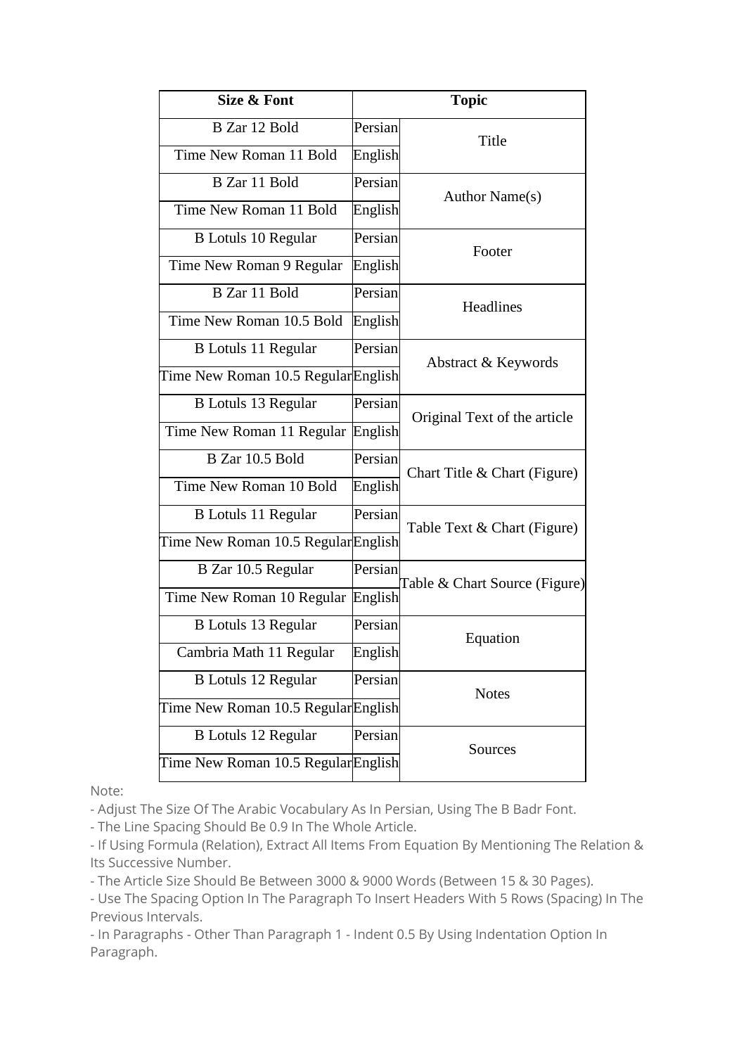| Size & Font | Topic | |
|---|---|---|
| B Zar 12 Bold | Persian | Title |
| Time New Roman 11 Bold | English | |
| B Zar 11 Bold | Persian | Author Name(s) |
| Time New Roman 11 Bold | English | |
| B Lotuls 10 Regular | Persian | Footer |
| Time New Roman 9 Regular | English | |
| B Zar 11 Bold | Persian | Headlines |
| Time New Roman 10.5 Bold | English | |
| B Lotuls 11 Regular | Persian | Abstract & Keywords |
| Time New Roman 10.5 Regular | English | |
| B Lotuls 13 Regular | Persian | Original Text of the article |
| Time New Roman 11 Regular | English | |
| B Zar 10.5 Bold | Persian | Chart Title & Chart (Figure) |
| Time New Roman 10 Bold | English | |
| B Lotuls 11 Regular | Persian | Table Text & Chart (Figure) |
| Time New Roman 10.5 Regular | English | |
| B Zar 10.5 Regular | Persian | Table & Chart Source (Figure) |
| Time New Roman 10 Regular | English | |
| B Lotuls 13 Regular | Persian | Equation |
| Cambria Math 11 Regular | English | |
| B Lotuls 12 Regular | Persian | Notes |
| Time New Roman 10.5 Regular | English | |
| B Lotuls 12 Regular | Persian | Sources |
| Time New Roman 10.5 Regular | English | |

Note:

- Adjust The Size Of The Arabic Vocabulary As In Persian, Using The B Badr Font.
- The Line Spacing Should Be 0.9 In The Whole Article.
- If Using Formula (Relation), Extract All Items From Equation By Mentioning The Relation & Its Successive Number.
- The Article Size Should Be Between 3000 & 9000 Words (Between 15 & 30 Pages).
- Use The Spacing Option In The Paragraph To Insert Headers With 5 Rows (Spacing) In The Previous Intervals.
- In Paragraphs - Other Than Paragraph 1 - Indent 0.5 By Using Indentation Option In Paragraph.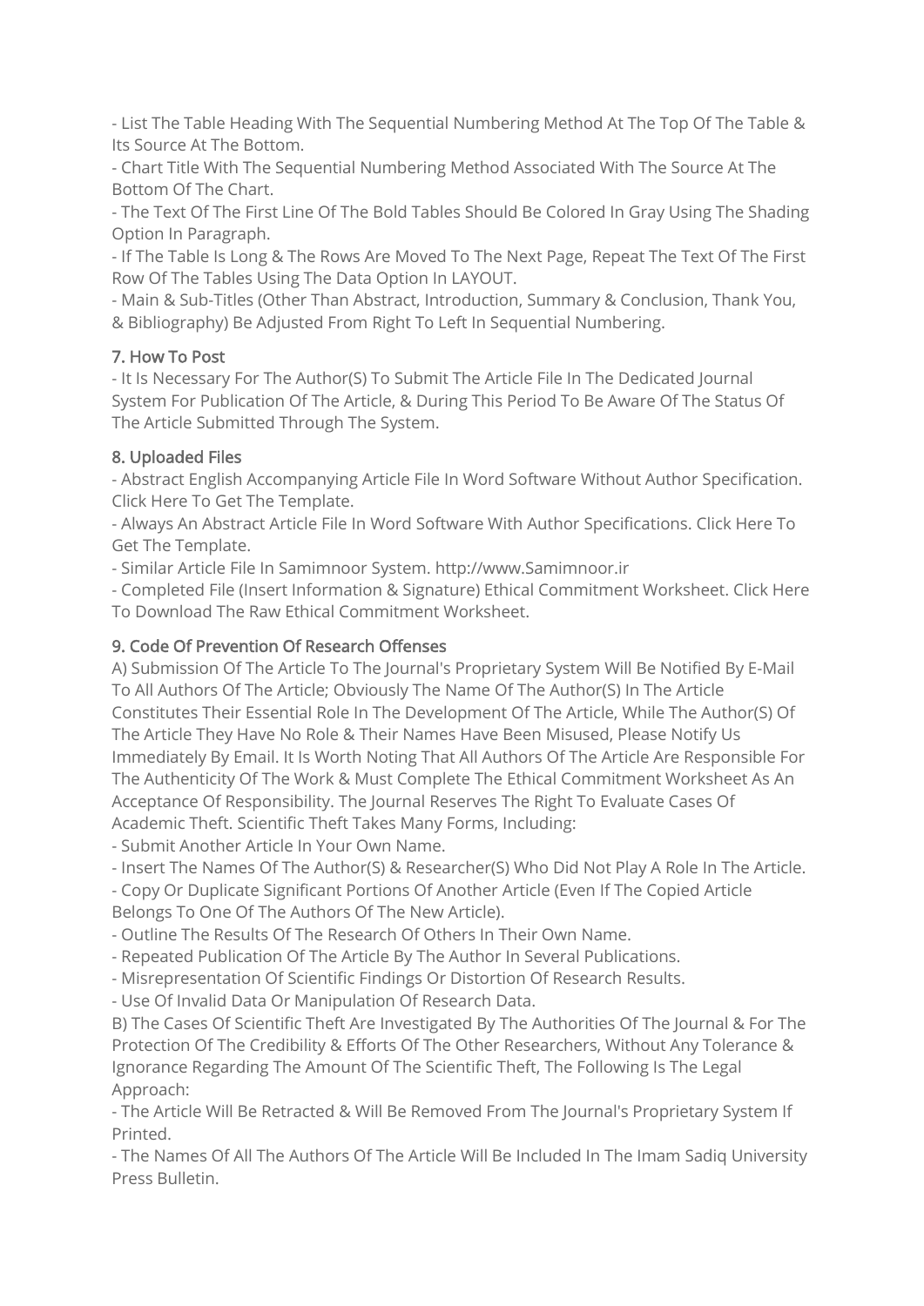- List The Table Heading With The Sequential Numbering Method At The Top Of The Table & Its Source At The Bottom.
- Chart Title With The Sequential Numbering Method Associated With The Source At The Bottom Of The Chart.
- The Text Of The First Line Of The Bold Tables Should Be Colored In Gray Using The Shading Option In Paragraph.
- If The Table Is Long & The Rows Are Moved To The Next Page, Repeat The Text Of The First Row Of The Tables Using The Data Option In LAYOUT.
- Main & Sub-Titles (Other Than Abstract, Introduction, Summary & Conclusion, Thank You, & Bibliography) Be Adjusted From Right To Left In Sequential Numbering.

## 7. How To Post

- It Is Necessary For The Author(S) To Submit The Article File In The Dedicated Journal System For Publication Of The Article, & During This Period To Be Aware Of The Status Of The Article Submitted Through The System.

## 8. Uploaded Files

- Abstract English Accompanying Article File In Word Software Without Author Specification. Click Here To Get The Template.
- Always An Abstract Article File In Word Software With Author Specifications. Click Here To Get The Template.
- Similar Article File In Samimnoor System. http://www.Samimnoor.ir
- Completed File (Insert Information & Signature) Ethical Commitment Worksheet. Click Here To Download The Raw Ethical Commitment Worksheet.

## 9. Code Of Prevention Of Research Offenses

A) Submission Of The Article To The Journal's Proprietary System Will Be Notified By E-Mail To All Authors Of The Article; Obviously The Name Of The Author(S) In The Article Constitutes Their Essential Role In The Development Of The Article, While The Author(S) Of The Article They Have No Role & Their Names Have Been Misused, Please Notify Us Immediately By Email. It Is Worth Noting That All Authors Of The Article Are Responsible For The Authenticity Of The Work & Must Complete The Ethical Commitment Worksheet As An Acceptance Of Responsibility. The Journal Reserves The Right To Evaluate Cases Of Academic Theft. Scientific Theft Takes Many Forms, Including:

- Submit Another Article In Your Own Name.
- Insert The Names Of The Author(S) & Researcher(S) Who Did Not Play A Role In The Article.
- Copy Or Duplicate Significant Portions Of Another Article (Even If The Copied Article Belongs To One Of The Authors Of The New Article).
- Outline The Results Of The Research Of Others In Their Own Name.
- Repeated Publication Of The Article By The Author In Several Publications.
- Misrepresentation Of Scientific Findings Or Distortion Of Research Results.
- Use Of Invalid Data Or Manipulation Of Research Data.

B) The Cases Of Scientific Theft Are Investigated By The Authorities Of The Journal & For The Protection Of The Credibility & Efforts Of The Other Researchers, Without Any Tolerance & Ignorance Regarding The Amount Of The Scientific Theft, The Following Is The Legal Approach:

- The Article Will Be Retracted & Will Be Removed From The Journal's Proprietary System If Printed.
- The Names Of All The Authors Of The Article Will Be Included In The Imam Sadiq University Press Bulletin.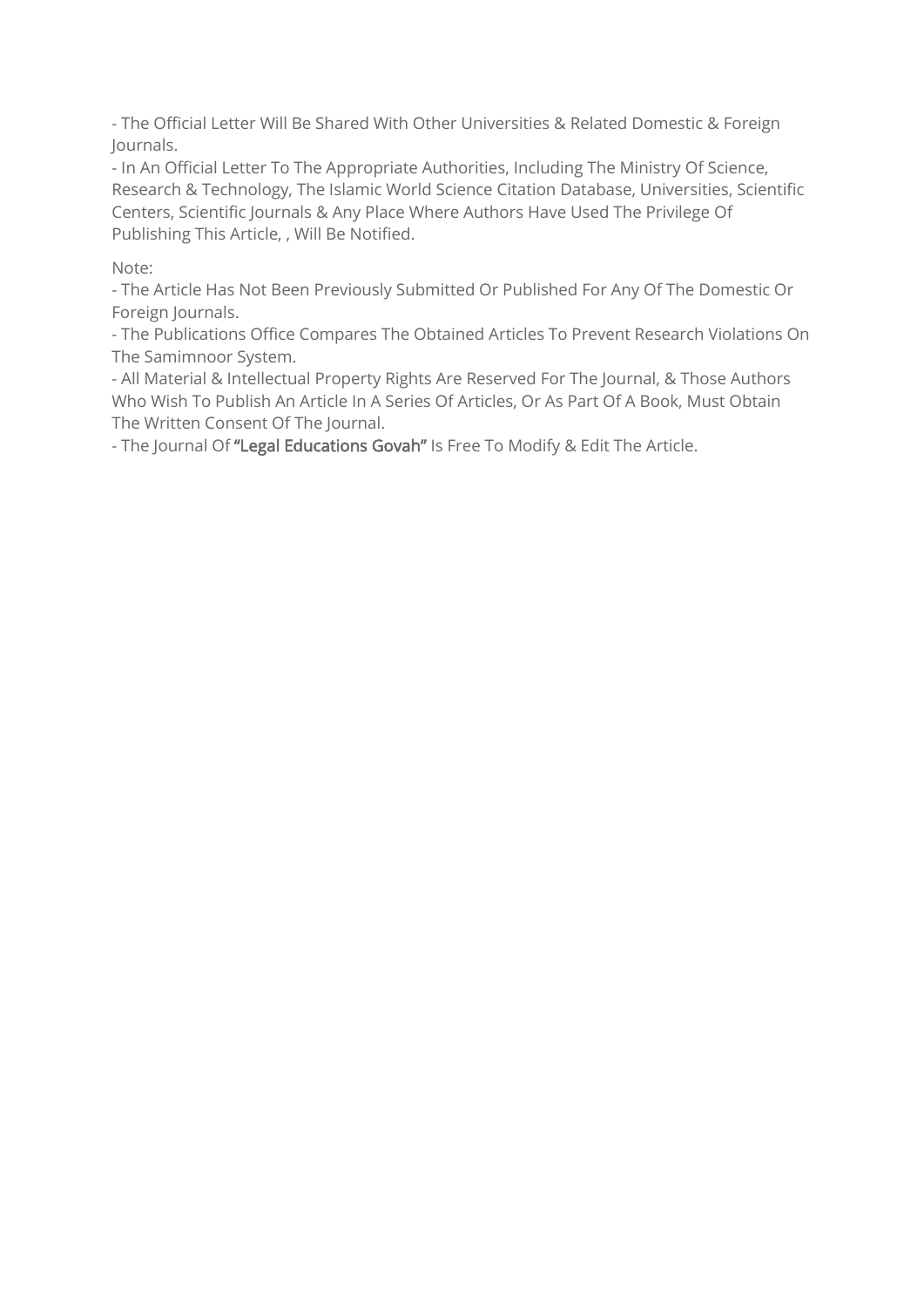- The Official Letter Will Be Shared With Other Universities & Related Domestic & Foreign Journals.
- In An Official Letter To The Appropriate Authorities, Including The Ministry Of Science, Research & Technology, The Islamic World Science Citation Database, Universities, Scientific Centers, Scientific Journals & Any Place Where Authors Have Used The Privilege Of Publishing This Article, , Will Be Notified.

Note:

- The Article Has Not Been Previously Submitted Or Published For Any Of The Domestic Or Foreign Journals.
- The Publications Office Compares The Obtained Articles To Prevent Research Violations On The Samimnoor System.
- All Material & Intellectual Property Rights Are Reserved For The Journal, & Those Authors Who Wish To Publish An Article In A Series Of Articles, Or As Part Of A Book, Must Obtain The Written Consent Of The Journal.
- The Journal Of **"Legal Educations Govah"** Is Free To Modify & Edit The Article.